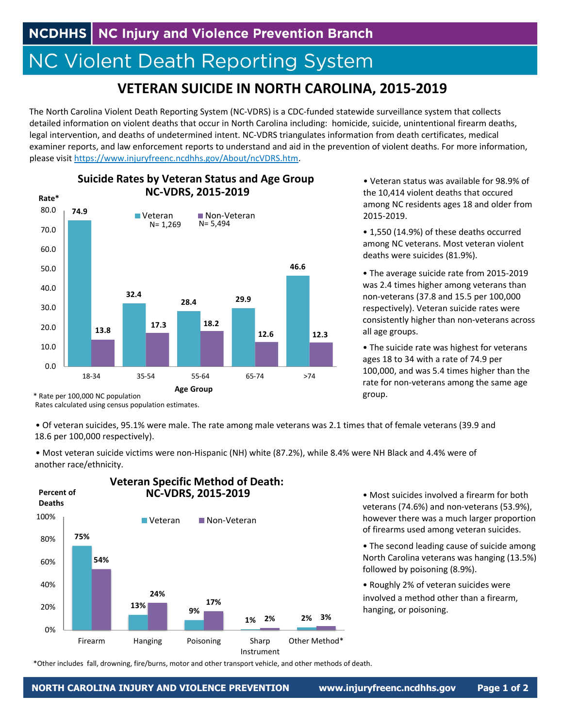NCDHHS | NC Injury and Violence Prevention Branch

# NC Violent Death Reporting System

## VETERAN SUICIDE IN NORTH CAROLINA, 2015-2019

The North Carolina Violent Death Reporting System (NC-VDRS) is a CDC-funded statewide surveillance system that collects detailed information on violent deaths that occur in North Carolina including: homicide, suicide, unintentional firearm deaths, legal intervention, and deaths of undetermined intent. NC-VDRS triangulates information from death certificates, medical examiner reports, and law enforcement reports to understand and aid in the prevention of violent deaths. For more information, please visit https://www.injuryfreenc.ncdhhs.gov/About/ncVDRS.htm.

### Suicide Rates by Veteran Status and Age Group NC-VDRS, 2015-2019

| Age Group | Veteran (N= 1,269) | Non-Veteran (N= 5,494) |
|---|---|---|
| 18-34 | 74.9 | 13.8 |
| 35-54 | 32.4 | 17.3 |
| 55-64 | 28.4 | 18.2 |
| 65-74 | 29.9 | 12.6 |
| >74 | 46.6 | 12.3 |

\* Rate per 100,000 NC population
Rates calculated using census population estimates.

- Veteran status was available for 98.9% of the 10,414 violent deaths that occured among NC residents ages 18 and older from 2015-2019.
- 1,550 (14.9%) of these deaths occurred among NC veterans. Most veteran violent deaths were suicides (81.9%).
- The average suicide rate from 2015-2019 was 2.4 times higher among veterans than non-veterans (37.8 and 15.5 per 100,000 respectively). Veteran suicide rates were consistently higher than non-veterans across all age groups.
- The suicide rate was highest for veterans ages 18 to 34 with a rate of 74.9 per 100,000, and was 5.4 times higher than the rate for non-veterans among the same age group.

- Of veteran suicides, 95.1% were male. The rate among male veterans was 2.1 times that of female veterans (39.9 and 18.6 per 100,000 respectively).
- Most veteran suicide victims were non-Hispanic (NH) white (87.2%), while 8.4% were NH Black and 4.4% were of another race/ethnicity.

### Veteran Specific Method of Death: NC-VDRS, 2015-2019

| Method | Veteran (Percent of Deaths) | Non-Veteran (Percent of Deaths) |
|---|---|---|
| Firearm | 75% | 54% |
| Hanging | 13% | 24% |
| Poisoning | 9% | 17% |
| Sharp Instrument | 1% | 2% |
| Other Method* | 2% | 3% |

*Other includes fall, drowning, fire/burns, motor and other transport vehicle, and other methods of death.

- Most suicides involved a firearm for both veterans (74.6%) and non-veterans (53.9%), however there was a much larger proportion of firearms used among veteran suicides.
- The second leading cause of suicide among North Carolina veterans was hanging (13.5%) followed by poisoning (8.9%).
- Roughly 2% of veteran suicides were involved a method other than a firearm, hanging, or poisoning.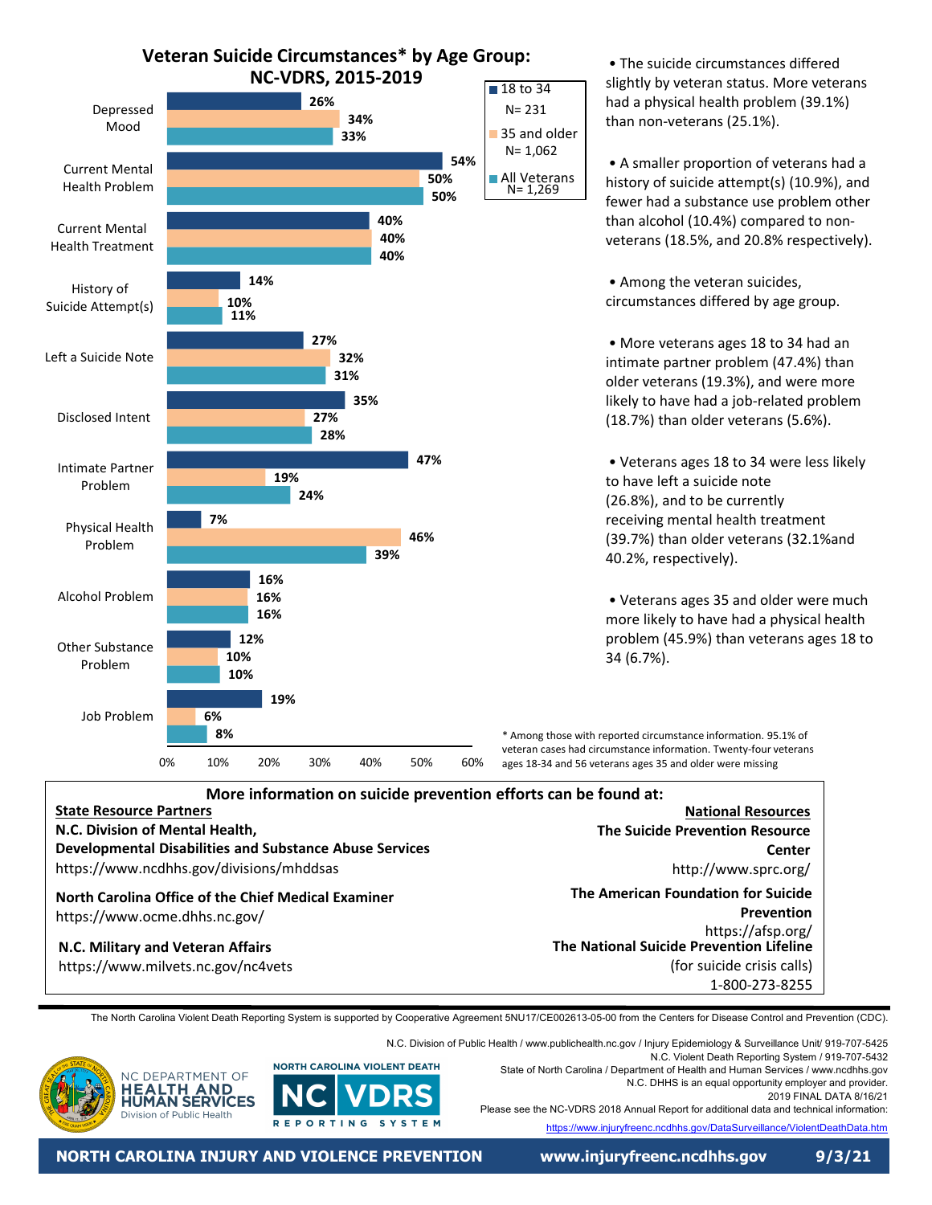## Veteran Suicide Circumstances* by Age Group: NC-VDRS, 2015-2019

18 to 34 N= 231
35 and older N= 1,062
All Veterans N= 1,269

Depressed Mood: 26%, 34%, 33%
Current Mental Health Problem: 54%, 50%, 50%
Current Mental Health Treatment: 40%, 40%, 40%
History of Suicide Attempt(s): 14%, 10%, 11%
Left a Suicide Note: 27%, 32%, 31%
Disclosed Intent: 35%, 27%, 28%
Intimate Partner Problem: 47%, 19%, 24%
Physical Health Problem: 7%, 46%, 39%
Alcohol Problem: 16%, 16%, 16%
Other Substance Problem: 12%, 10%, 10%
Job Problem: 19%, 6%, 8%

0% 10% 20% 30% 40% 50% 60%

* Among those with reported circumstance information. 95.1% of veteran cases had circumstance information. Twenty-four veterans ages 18-34 and 56 veterans ages 35 and older were missing

- The suicide circumstances differed slightly by veteran status. More veterans had a physical health problem (39.1%) than non-veterans (25.1%).
- A smaller proportion of veterans had a history of suicide attempt(s) (10.9%), and fewer had a substance use problem other than alcohol (10.4%) compared to non-veterans (18.5%, and 20.8% respectively).
- Among the veteran suicides, circumstances differed by age group.
- More veterans ages 18 to 34 had an intimate partner problem (47.4%) than older veterans (19.3%), and were more likely to have had a job-related problem (18.7%) than older veterans (5.6%).
- Veterans ages 18 to 34 were less likely to have left a suicide note (26.8%), and to be currently receiving mental health treatment (39.7%) than older veterans (32.1%and 40.2%, respectively).
- Veterans ages 35 and older were much more likely to have had a physical health problem (45.9%) than veterans ages 18 to 34 (6.7%).

### More information on suicide prevention efforts can be found at:

**State Resource Partners**

**N.C. Division of Mental Health, Developmental Disabilities and Substance Abuse Services**
https://www.ncdhhs.gov/divisions/mhddsas

**North Carolina Office of the Chief Medical Examiner**
https://www.ocme.dhhs.nc.gov/

**N.C. Military and Veteran Affairs**
https://www.milvets.nc.gov/nc4vets

**National Resources**

**The Suicide Prevention Resource Center**
http://www.sprc.org/

**The American Foundation for Suicide Prevention**
https://afsp.org/

**The National Suicide Prevention Lifeline**
(for suicide crisis calls)
1-800-273-8255

The North Carolina Violent Death Reporting System is supported by Cooperative Agreement 5NU17/CE002613-05-00 from the Centers for Disease Control and Prevention (CDC).

N.C. Division of Public Health / www.publichealth.nc.gov / Injury Epidemiology & Surveillance Unit/ 919-707-5425
N.C. Violent Death Reporting System / 919-707-5432
State of North Carolina / Department of Health and Human Services / www.ncdhhs.gov
N.C. DHHS is an equal opportunity employer and provider.
2019 FINAL DATA 8/16/21
Please see the NC-VDRS 2018 Annual Report for additional data and technical information:
https://www.injuryfreenc.ncdhhs.gov/DataSurveillance/ViolentDeathData.htm

NORTH CAROLINA INJURY AND VIOLENCE PREVENTION www.injuryfreenc.ncdhhs.gov 9/3/21